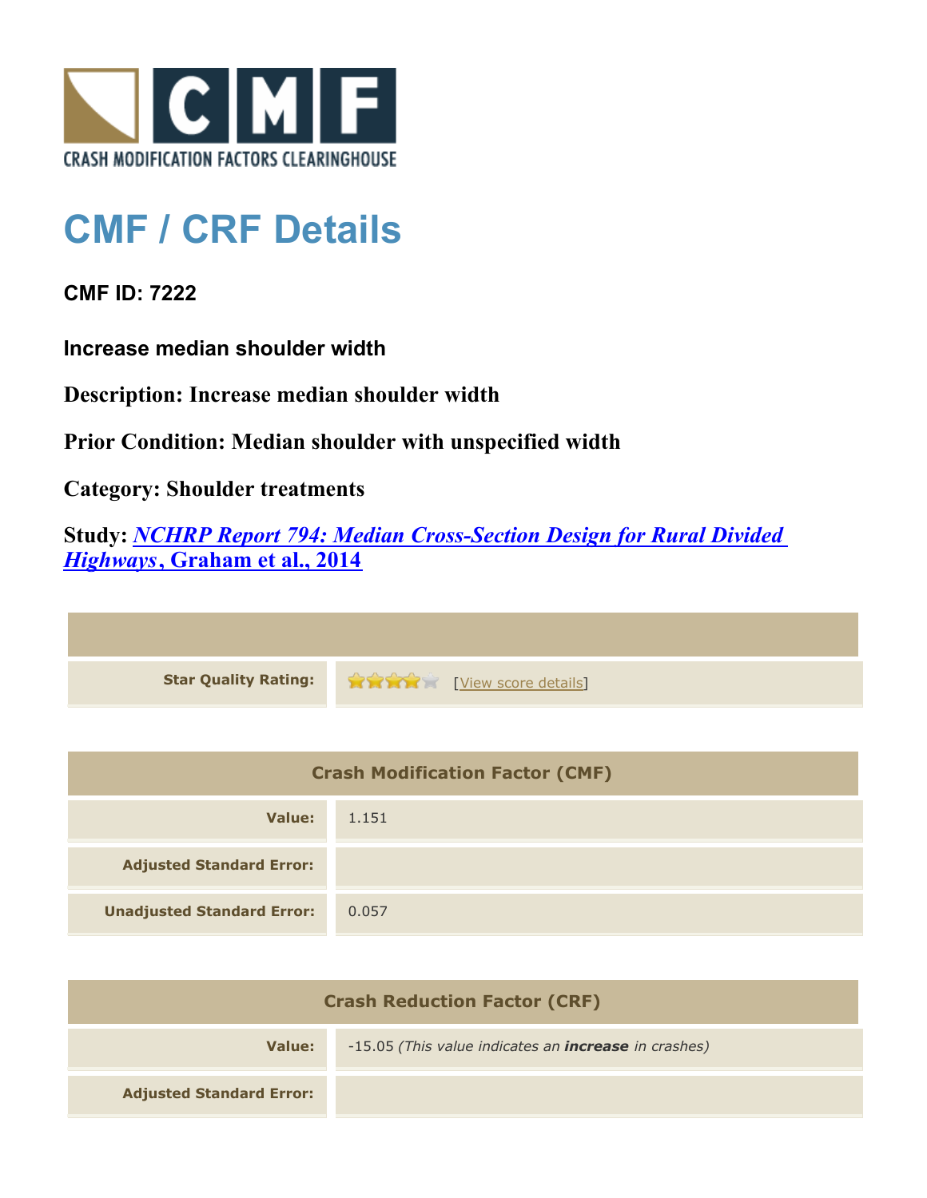# CMF / CRF Details

**CMF ID: 7222**

**Increase median shoulder width**

**Description: Increase median shoulder width**

**Prior Condition: Median shoulder with unspecified width**

**Category: Shoulder treatments**

**Study: *NCHRP Report 794: Median Cross-Section Design for Rural Divided Highways*, Graham et al., 2014**

| | |
|---|---|
| **Star Quality Rating:** | [View score details] |

| Crash Modification Factor (CMF) | |
|---|---|
| **Value:** | 1.151 |
| **Adjusted Standard Error:** | |
| **Unadjusted Standard Error:** | 0.057 |

| Crash Reduction Factor (CRF) | |
|---|---|
| **Value:** | -15.05 *(This value indicates an **increase** in crashes)* |
| **Adjusted Standard Error:** | |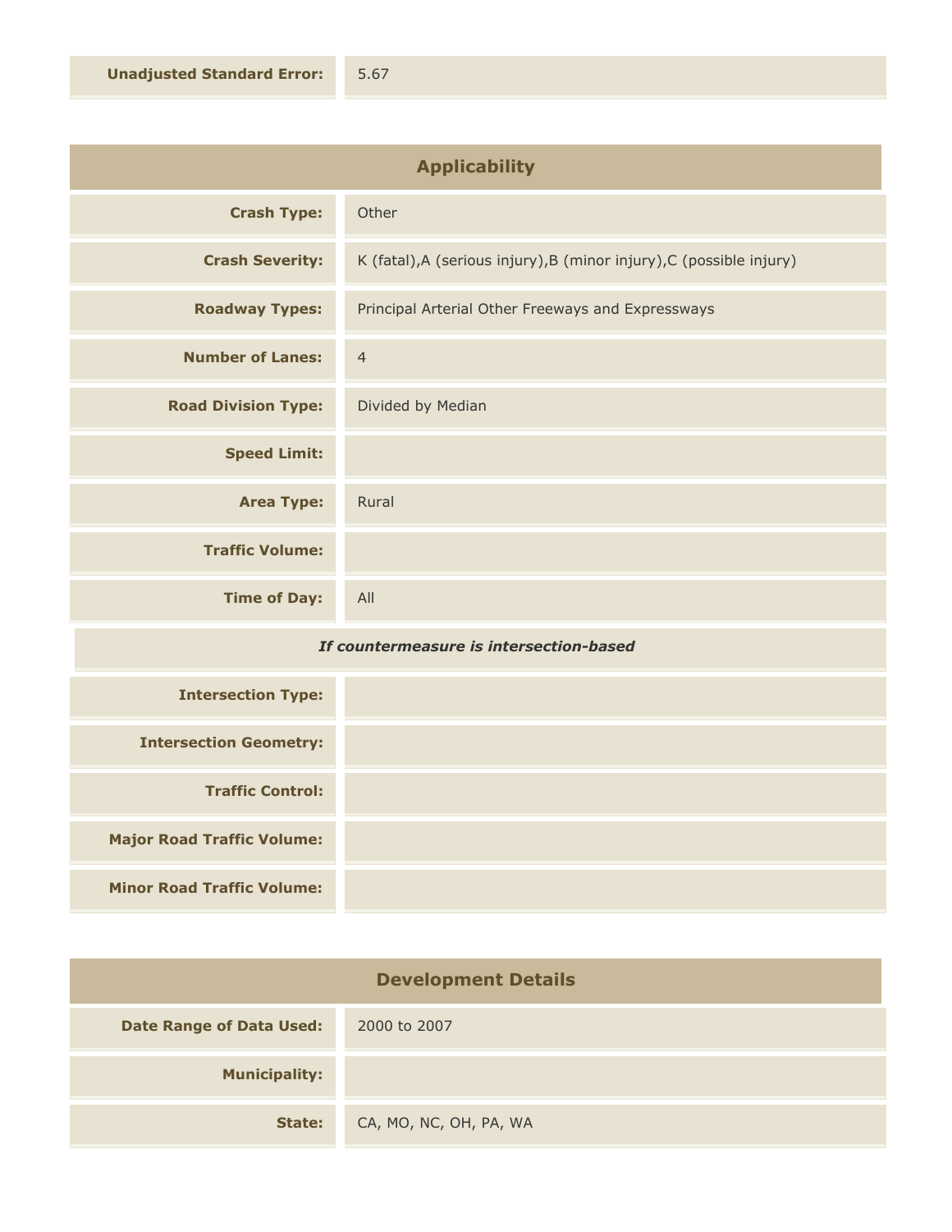| **Unadjusted Standard Error:** | 5.67 |
| --- | --- |

## Applicability

| | |
| --- | --- |
| **Crash Type:** | Other |
| **Crash Severity:** | K (fatal),A (serious injury),B (minor injury),C (possible injury) |
| **Roadway Types:** | Principal Arterial Other Freeways and Expressways |
| **Number of Lanes:** | 4 |
| **Road Division Type:** | Divided by Median |
| **Speed Limit:** | |
| **Area Type:** | Rural |
| **Traffic Volume:** | |
| **Time of Day:** | All |

*If countermeasure is intersection-based*

| | |
| --- | --- |
| **Intersection Type:** | |
| **Intersection Geometry:** | |
| **Traffic Control:** | |
| **Major Road Traffic Volume:** | |
| **Minor Road Traffic Volume:** | |

## Development Details

| | |
| --- | --- |
| **Date Range of Data Used:** | 2000 to 2007 |
| **Municipality:** | |
| **State:** | CA, MO, NC, OH, PA, WA |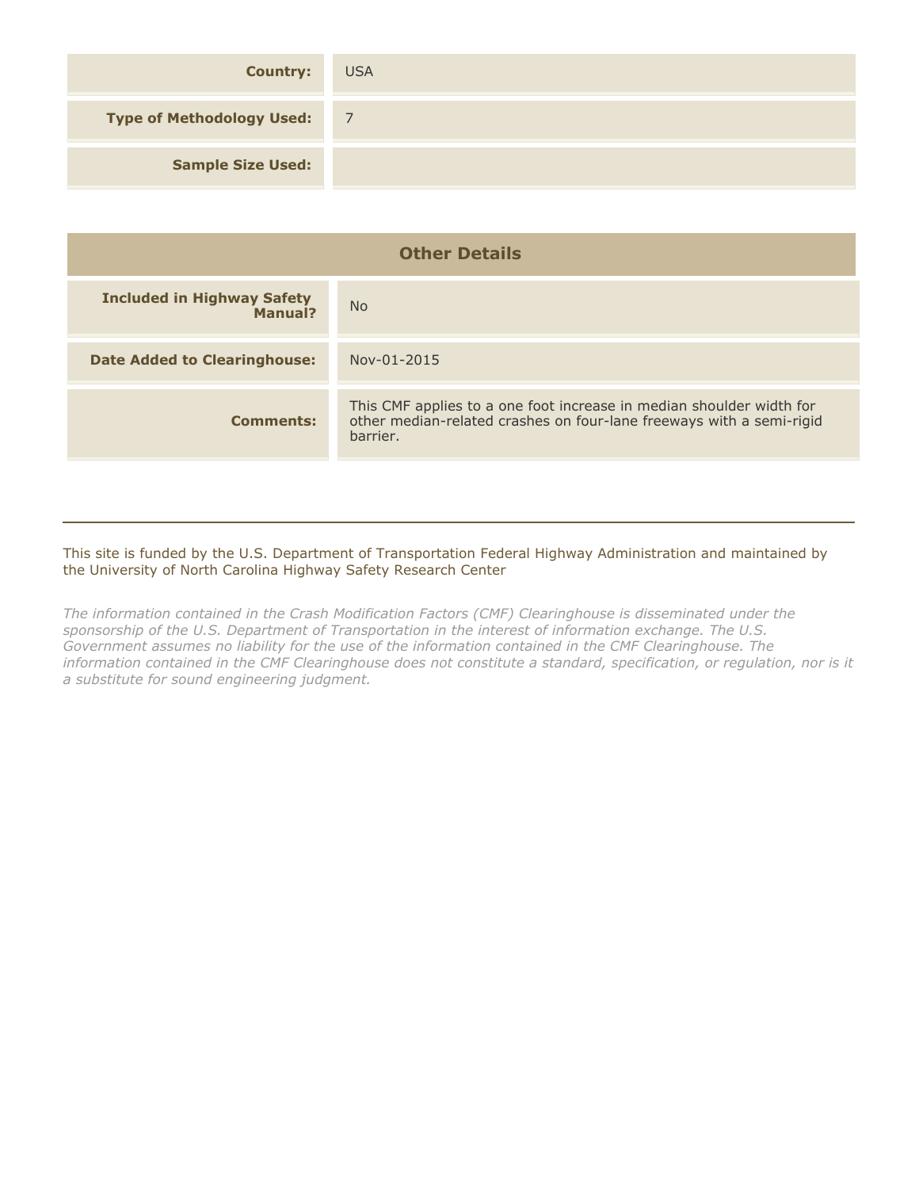| | |
|---|---|
| **Country:** | USA |
| **Type of Methodology Used:** | 7 |
| **Sample Size Used:** | |

## Other Details

| | |
|---|---|
| **Included in Highway Safety Manual?** | No |
| **Date Added to Clearinghouse:** | Nov-01-2015 |
| **Comments:** | This CMF applies to a one foot increase in median shoulder width for other median-related crashes on four-lane freeways with a semi-rigid barrier. |

---

This site is funded by the U.S. Department of Transportation Federal Highway Administration and maintained by the University of North Carolina Highway Safety Research Center

*The information contained in the Crash Modification Factors (CMF) Clearinghouse is disseminated under the sponsorship of the U.S. Department of Transportation in the interest of information exchange. The U.S. Government assumes no liability for the use of the information contained in the CMF Clearinghouse. The information contained in the CMF Clearinghouse does not constitute a standard, specification, or regulation, nor is it a substitute for sound engineering judgment.*